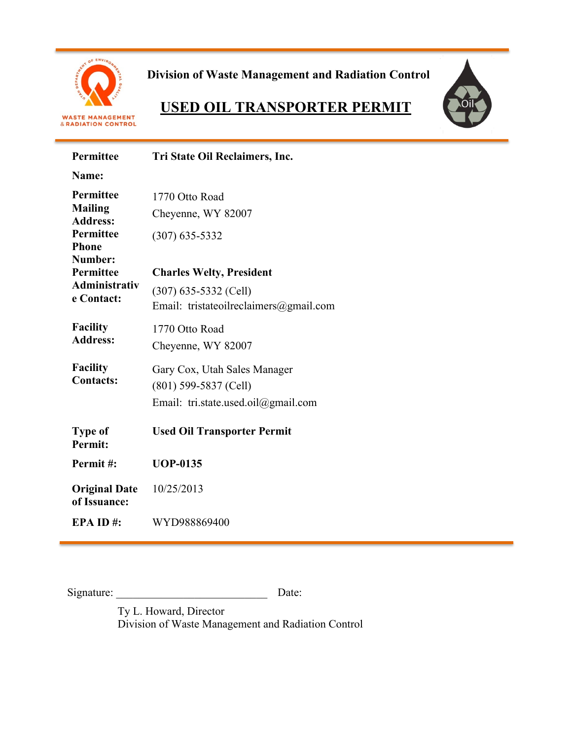**Division of Waste Management and Radiation Control**

# USED OIL TRANSPORTER PERMIT

| | |
|---|---|
| **Permittee Name:** | **Tri State Oil Reclaimers, Inc.** |
| **Permittee Mailing Address:** | 1770 Otto Road<br>Cheyenne, WY 82007 |
| **Permittee Phone Number:** | (307) 635-5332 |
| **Permittee Administrative Contact:** | **Charles Welty, President**<br>(307) 635-5332 (Cell)<br>Email: tristateoilreclaimers@gmail.com |
| **Facility Address:** | 1770 Otto Road<br>Cheyenne, WY 82007 |
| **Facility Contacts:** | Gary Cox, Utah Sales Manager<br>(801) 599-5837 (Cell)<br>Email: tri.state.used.oil@gmail.com |
| **Type of Permit:** | **Used Oil Transporter Permit** |
| **Permit #:** | **UOP-0135** |
| **Original Date of Issuance:** | 10/25/2013 |
| **EPA ID #:** | WYD988869400 |

Signature: ___________________________ Date:

Ty L. Howard, Director
Division of Waste Management and Radiation Control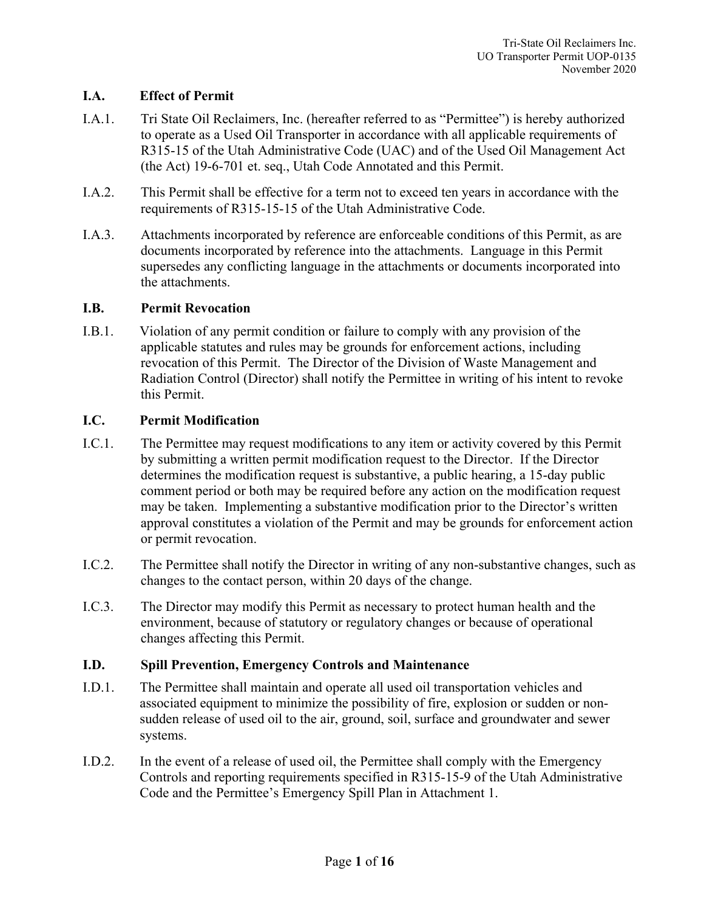### I.A. Effect of Permit

I.A.1. Tri State Oil Reclaimers, Inc. (hereafter referred to as "Permittee") is hereby authorized to operate as a Used Oil Transporter in accordance with all applicable requirements of R315-15 of the Utah Administrative Code (UAC) and of the Used Oil Management Act (the Act) 19-6-701 et. seq., Utah Code Annotated and this Permit.

I.A.2. This Permit shall be effective for a term not to exceed ten years in accordance with the requirements of R315-15-15 of the Utah Administrative Code.

I.A.3. Attachments incorporated by reference are enforceable conditions of this Permit, as are documents incorporated by reference into the attachments. Language in this Permit supersedes any conflicting language in the attachments or documents incorporated into the attachments.

### I.B. Permit Revocation

I.B.1. Violation of any permit condition or failure to comply with any provision of the applicable statutes and rules may be grounds for enforcement actions, including revocation of this Permit. The Director of the Division of Waste Management and Radiation Control (Director) shall notify the Permittee in writing of his intent to revoke this Permit.

### I.C. Permit Modification

I.C.1. The Permittee may request modifications to any item or activity covered by this Permit by submitting a written permit modification request to the Director. If the Director determines the modification request is substantive, a public hearing, a 15-day public comment period or both may be required before any action on the modification request may be taken. Implementing a substantive modification prior to the Director's written approval constitutes a violation of the Permit and may be grounds for enforcement action or permit revocation.

I.C.2. The Permittee shall notify the Director in writing of any non-substantive changes, such as changes to the contact person, within 20 days of the change.

I.C.3. The Director may modify this Permit as necessary to protect human health and the environment, because of statutory or regulatory changes or because of operational changes affecting this Permit.

### I.D. Spill Prevention, Emergency Controls and Maintenance

I.D.1. The Permittee shall maintain and operate all used oil transportation vehicles and associated equipment to minimize the possibility of fire, explosion or sudden or non-sudden release of used oil to the air, ground, soil, surface and groundwater and sewer systems.

I.D.2. In the event of a release of used oil, the Permittee shall comply with the Emergency Controls and reporting requirements specified in R315-15-9 of the Utah Administrative Code and the Permittee's Emergency Spill Plan in Attachment 1.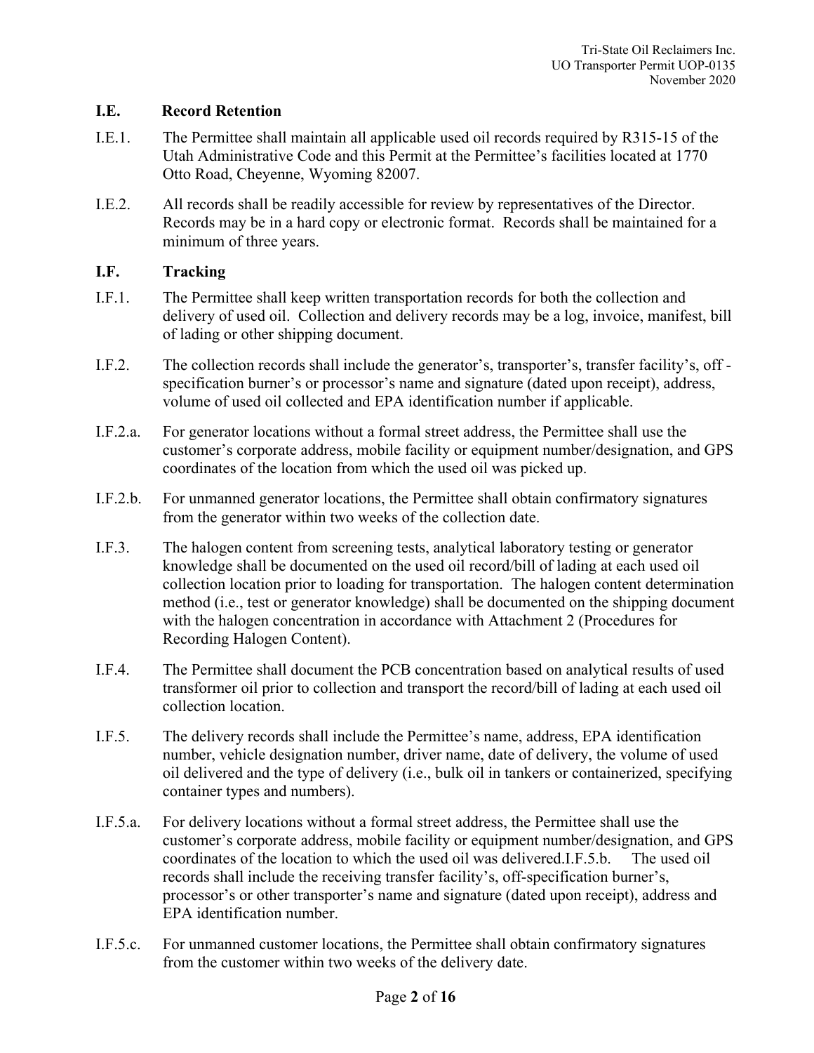### I.E. Record Retention

I.E.1. The Permittee shall maintain all applicable used oil records required by R315-15 of the Utah Administrative Code and this Permit at the Permittee's facilities located at 1770 Otto Road, Cheyenne, Wyoming 82007.

I.E.2. All records shall be readily accessible for review by representatives of the Director. Records may be in a hard copy or electronic format. Records shall be maintained for a minimum of three years.

### I.F. Tracking

I.F.1. The Permittee shall keep written transportation records for both the collection and delivery of used oil. Collection and delivery records may be a log, invoice, manifest, bill of lading or other shipping document.

I.F.2. The collection records shall include the generator's, transporter's, transfer facility's, off - specification burner's or processor's name and signature (dated upon receipt), address, volume of used oil collected and EPA identification number if applicable.

I.F.2.a. For generator locations without a formal street address, the Permittee shall use the customer's corporate address, mobile facility or equipment number/designation, and GPS coordinates of the location from which the used oil was picked up.

I.F.2.b. For unmanned generator locations, the Permittee shall obtain confirmatory signatures from the generator within two weeks of the collection date.

I.F.3. The halogen content from screening tests, analytical laboratory testing or generator knowledge shall be documented on the used oil record/bill of lading at each used oil collection location prior to loading for transportation. The halogen content determination method (i.e., test or generator knowledge) shall be documented on the shipping document with the halogen concentration in accordance with Attachment 2 (Procedures for Recording Halogen Content).

I.F.4. The Permittee shall document the PCB concentration based on analytical results of used transformer oil prior to collection and transport the record/bill of lading at each used oil collection location.

I.F.5. The delivery records shall include the Permittee's name, address, EPA identification number, vehicle designation number, driver name, date of delivery, the volume of used oil delivered and the type of delivery (i.e., bulk oil in tankers or containerized, specifying container types and numbers).

I.F.5.a. For delivery locations without a formal street address, the Permittee shall use the customer's corporate address, mobile facility or equipment number/designation, and GPS coordinates of the location to which the used oil was delivered.I.F.5.b. The used oil records shall include the receiving transfer facility's, off-specification burner's, processor's or other transporter's name and signature (dated upon receipt), address and EPA identification number.

I.F.5.c. For unmanned customer locations, the Permittee shall obtain confirmatory signatures from the customer within two weeks of the delivery date.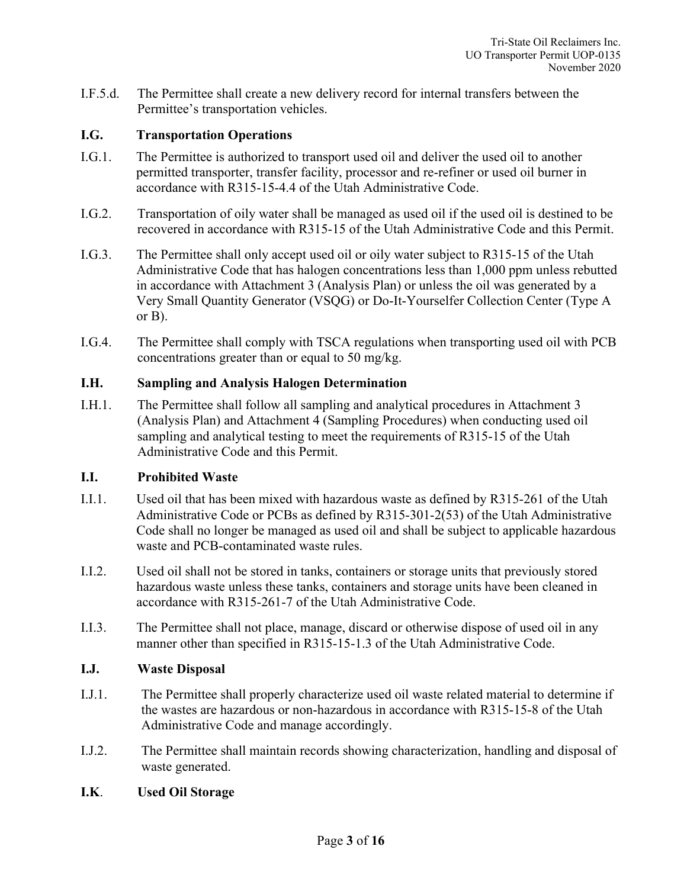I.F.5.d. The Permittee shall create a new delivery record for internal transfers between the Permittee's transportation vehicles.

## I.G. Transportation Operations

I.G.1. The Permittee is authorized to transport used oil and deliver the used oil to another permitted transporter, transfer facility, processor and re-refiner or used oil burner in accordance with R315-15-4.4 of the Utah Administrative Code.

I.G.2. Transportation of oily water shall be managed as used oil if the used oil is destined to be recovered in accordance with R315-15 of the Utah Administrative Code and this Permit.

I.G.3. The Permittee shall only accept used oil or oily water subject to R315-15 of the Utah Administrative Code that has halogen concentrations less than 1,000 ppm unless rebutted in accordance with Attachment 3 (Analysis Plan) or unless the oil was generated by a Very Small Quantity Generator (VSQG) or Do-It-Yourselfer Collection Center (Type A or B).

I.G.4. The Permittee shall comply with TSCA regulations when transporting used oil with PCB concentrations greater than or equal to 50 mg/kg.

## I.H. Sampling and Analysis Halogen Determination

I.H.1. The Permittee shall follow all sampling and analytical procedures in Attachment 3 (Analysis Plan) and Attachment 4 (Sampling Procedures) when conducting used oil sampling and analytical testing to meet the requirements of R315-15 of the Utah Administrative Code and this Permit.

## I.I. Prohibited Waste

I.I.1. Used oil that has been mixed with hazardous waste as defined by R315-261 of the Utah Administrative Code or PCBs as defined by R315-301-2(53) of the Utah Administrative Code shall no longer be managed as used oil and shall be subject to applicable hazardous waste and PCB-contaminated waste rules.

I.I.2. Used oil shall not be stored in tanks, containers or storage units that previously stored hazardous waste unless these tanks, containers and storage units have been cleaned in accordance with R315-261-7 of the Utah Administrative Code.

I.I.3. The Permittee shall not place, manage, discard or otherwise dispose of used oil in any manner other than specified in R315-15-1.3 of the Utah Administrative Code.

## I.J. Waste Disposal

I.J.1. The Permittee shall properly characterize used oil waste related material to determine if the wastes are hazardous or non-hazardous in accordance with R315-15-8 of the Utah Administrative Code and manage accordingly.

I.J.2. The Permittee shall maintain records showing characterization, handling and disposal of waste generated.

## I.K. Used Oil Storage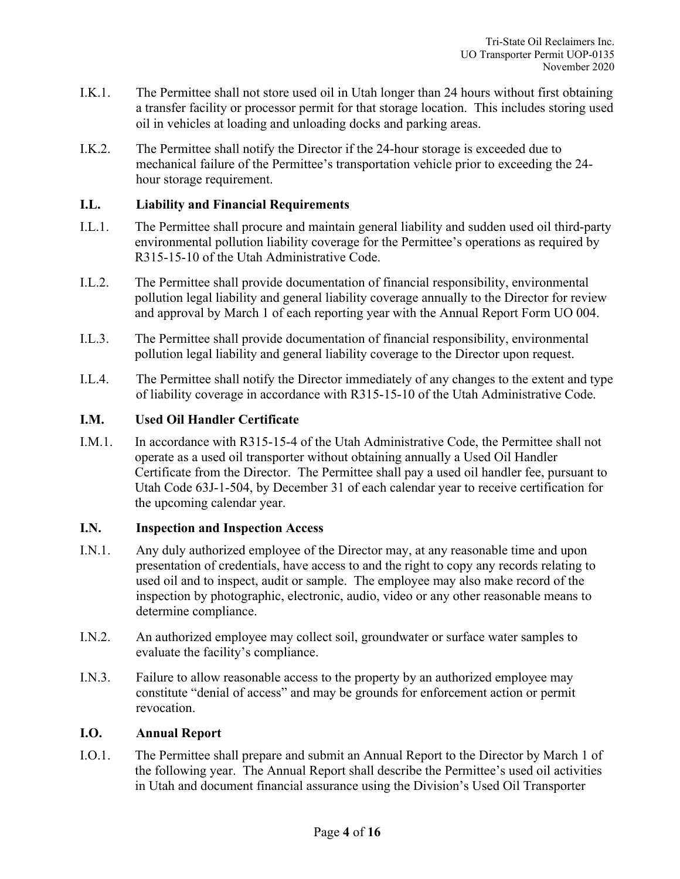I.K.1. The Permittee shall not store used oil in Utah longer than 24 hours without first obtaining a transfer facility or processor permit for that storage location. This includes storing used oil in vehicles at loading and unloading docks and parking areas.

I.K.2. The Permittee shall notify the Director if the 24-hour storage is exceeded due to mechanical failure of the Permittee's transportation vehicle prior to exceeding the 24-hour storage requirement.

### I.L. Liability and Financial Requirements

I.L.1. The Permittee shall procure and maintain general liability and sudden used oil third-party environmental pollution liability coverage for the Permittee's operations as required by R315-15-10 of the Utah Administrative Code.

I.L.2. The Permittee shall provide documentation of financial responsibility, environmental pollution legal liability and general liability coverage annually to the Director for review and approval by March 1 of each reporting year with the Annual Report Form UO 004.

I.L.3. The Permittee shall provide documentation of financial responsibility, environmental pollution legal liability and general liability coverage to the Director upon request.

I.L.4. The Permittee shall notify the Director immediately of any changes to the extent and type of liability coverage in accordance with R315-15-10 of the Utah Administrative Code.

### I.M. Used Oil Handler Certificate

I.M.1. In accordance with R315-15-4 of the Utah Administrative Code, the Permittee shall not operate as a used oil transporter without obtaining annually a Used Oil Handler Certificate from the Director. The Permittee shall pay a used oil handler fee, pursuant to Utah Code 63J-1-504, by December 31 of each calendar year to receive certification for the upcoming calendar year.

### I.N. Inspection and Inspection Access

I.N.1. Any duly authorized employee of the Director may, at any reasonable time and upon presentation of credentials, have access to and the right to copy any records relating to used oil and to inspect, audit or sample. The employee may also make record of the inspection by photographic, electronic, audio, video or any other reasonable means to determine compliance.

I.N.2. An authorized employee may collect soil, groundwater or surface water samples to evaluate the facility's compliance.

I.N.3. Failure to allow reasonable access to the property by an authorized employee may constitute "denial of access" and may be grounds for enforcement action or permit revocation.

### I.O. Annual Report

I.O.1. The Permittee shall prepare and submit an Annual Report to the Director by March 1 of the following year. The Annual Report shall describe the Permittee's used oil activities in Utah and document financial assurance using the Division's Used Oil Transporter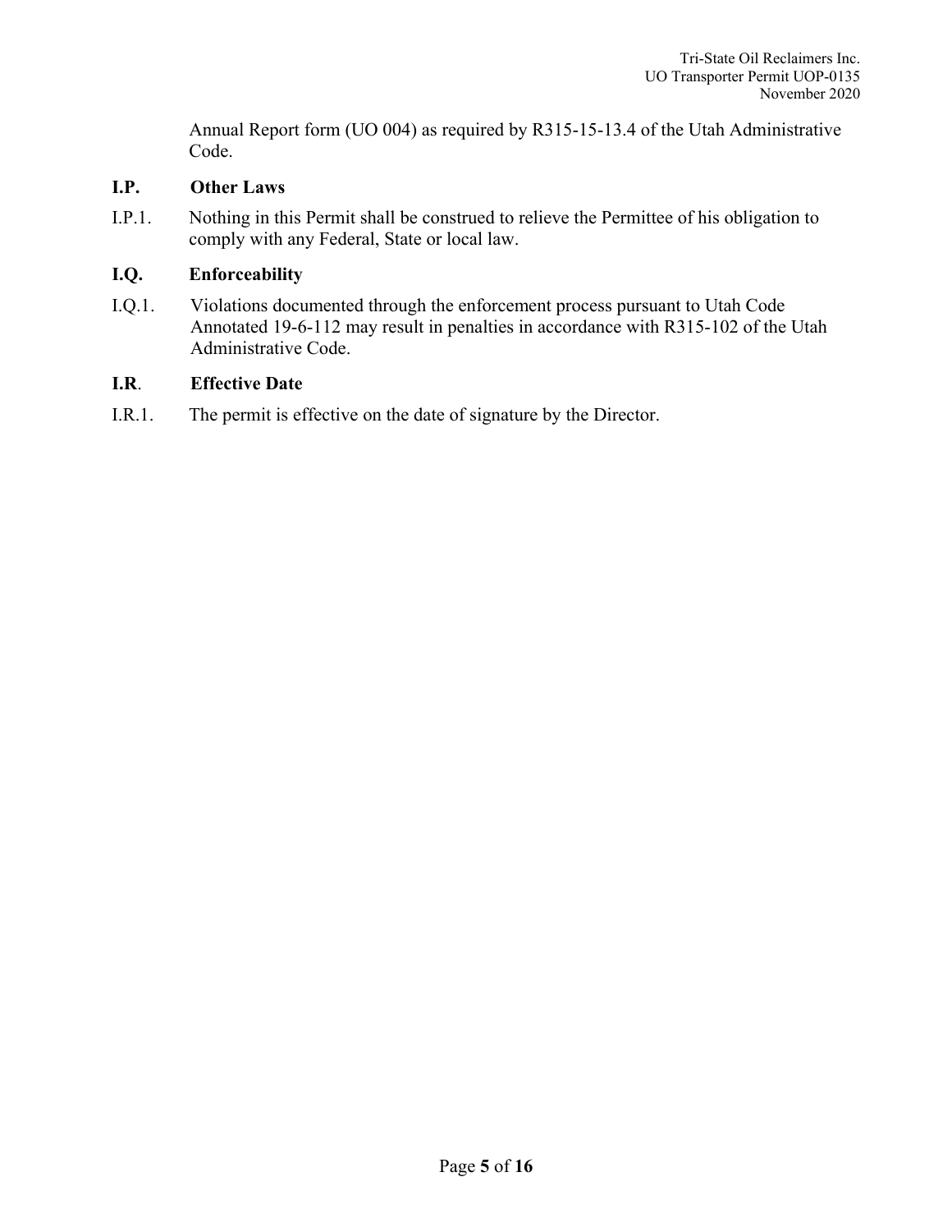Annual Report form (UO 004) as required by R315-15-13.4 of the Utah Administrative Code.

### I.P. Other Laws

I.P.1. Nothing in this Permit shall be construed to relieve the Permittee of his obligation to comply with any Federal, State or local law.

### I.Q. Enforceability

I.Q.1. Violations documented through the enforcement process pursuant to Utah Code Annotated 19-6-112 may result in penalties in accordance with R315-102 of the Utah Administrative Code.

### I.R. Effective Date

I.R.1. The permit is effective on the date of signature by the Director.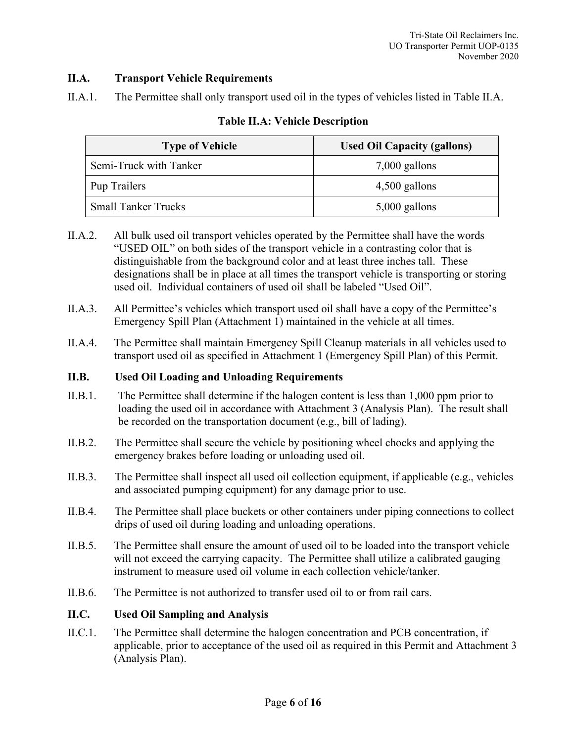### II.A. Transport Vehicle Requirements

II.A.1. The Permittee shall only transport used oil in the types of vehicles listed in Table II.A.

**Table II.A: Vehicle Description**

| Type of Vehicle | Used Oil Capacity (gallons) |
|---|---|
| Semi-Truck with Tanker | 7,000 gallons |
| Pup Trailers | 4,500 gallons |
| Small Tanker Trucks | 5,000 gallons |

II.A.2. All bulk used oil transport vehicles operated by the Permittee shall have the words "USED OIL" on both sides of the transport vehicle in a contrasting color that is distinguishable from the background color and at least three inches tall. These designations shall be in place at all times the transport vehicle is transporting or storing used oil. Individual containers of used oil shall be labeled "Used Oil".

II.A.3. All Permittee's vehicles which transport used oil shall have a copy of the Permittee's Emergency Spill Plan (Attachment 1) maintained in the vehicle at all times.

II.A.4. The Permittee shall maintain Emergency Spill Cleanup materials in all vehicles used to transport used oil as specified in Attachment 1 (Emergency Spill Plan) of this Permit.

### II.B. Used Oil Loading and Unloading Requirements

II.B.1. The Permittee shall determine if the halogen content is less than 1,000 ppm prior to loading the used oil in accordance with Attachment 3 (Analysis Plan). The result shall be recorded on the transportation document (e.g., bill of lading).

II.B.2. The Permittee shall secure the vehicle by positioning wheel chocks and applying the emergency brakes before loading or unloading used oil.

II.B.3. The Permittee shall inspect all used oil collection equipment, if applicable (e.g., vehicles and associated pumping equipment) for any damage prior to use.

II.B.4. The Permittee shall place buckets or other containers under piping connections to collect drips of used oil during loading and unloading operations.

II.B.5. The Permittee shall ensure the amount of used oil to be loaded into the transport vehicle will not exceed the carrying capacity. The Permittee shall utilize a calibrated gauging instrument to measure used oil volume in each collection vehicle/tanker.

II.B.6. The Permittee is not authorized to transfer used oil to or from rail cars.

### II.C. Used Oil Sampling and Analysis

II.C.1. The Permittee shall determine the halogen concentration and PCB concentration, if applicable, prior to acceptance of the used oil as required in this Permit and Attachment 3 (Analysis Plan).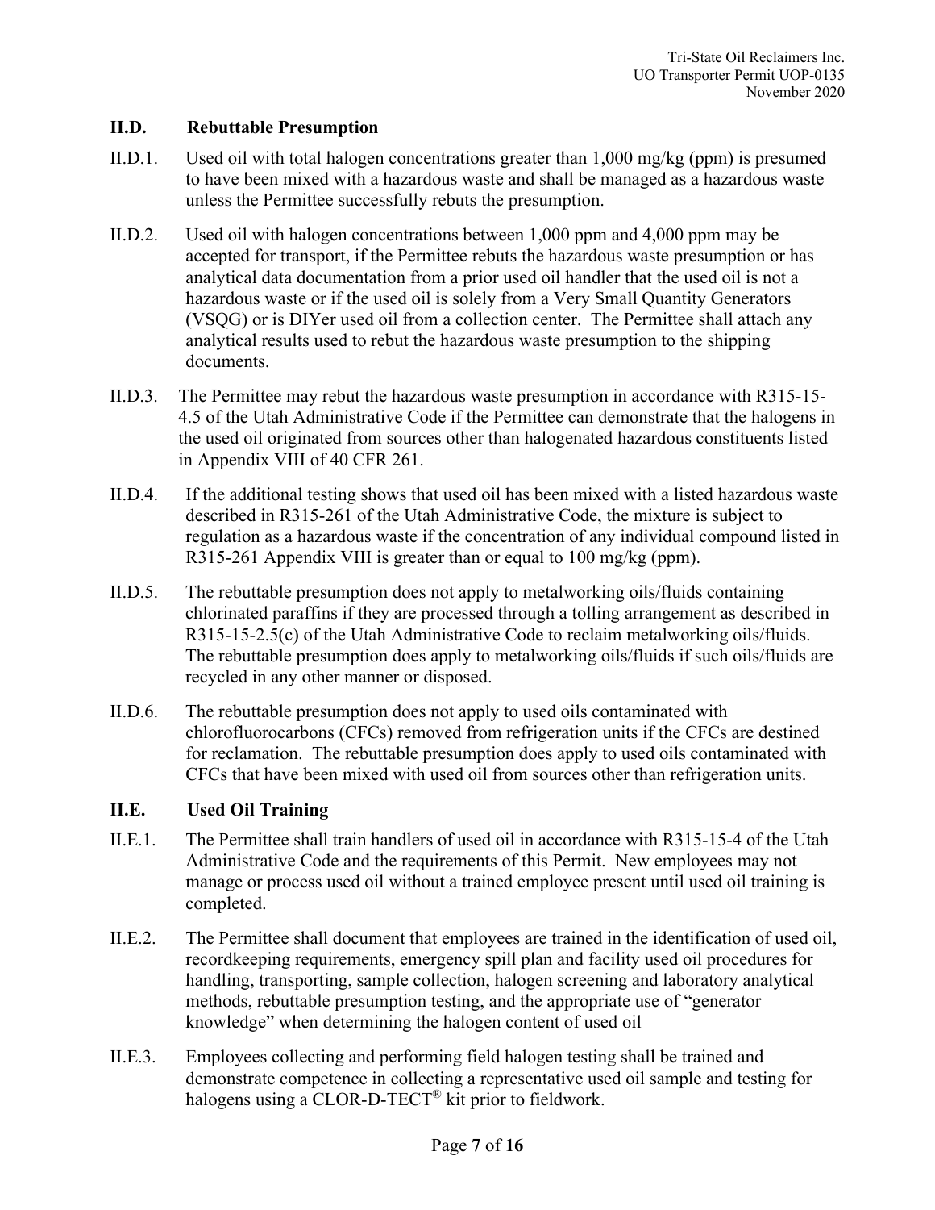### II.D. Rebuttable Presumption

II.D.1. Used oil with total halogen concentrations greater than 1,000 mg/kg (ppm) is presumed to have been mixed with a hazardous waste and shall be managed as a hazardous waste unless the Permittee successfully rebuts the presumption.

II.D.2. Used oil with halogen concentrations between 1,000 ppm and 4,000 ppm may be accepted for transport, if the Permittee rebuts the hazardous waste presumption or has analytical data documentation from a prior used oil handler that the used oil is not a hazardous waste or if the used oil is solely from a Very Small Quantity Generators (VSQG) or is DIYer used oil from a collection center. The Permittee shall attach any analytical results used to rebut the hazardous waste presumption to the shipping documents.

II.D.3. The Permittee may rebut the hazardous waste presumption in accordance with R315-15-4.5 of the Utah Administrative Code if the Permittee can demonstrate that the halogens in the used oil originated from sources other than halogenated hazardous constituents listed in Appendix VIII of 40 CFR 261.

II.D.4. If the additional testing shows that used oil has been mixed with a listed hazardous waste described in R315-261 of the Utah Administrative Code, the mixture is subject to regulation as a hazardous waste if the concentration of any individual compound listed in R315-261 Appendix VIII is greater than or equal to 100 mg/kg (ppm).

II.D.5. The rebuttable presumption does not apply to metalworking oils/fluids containing chlorinated paraffins if they are processed through a tolling arrangement as described in R315-15-2.5(c) of the Utah Administrative Code to reclaim metalworking oils/fluids. The rebuttable presumption does apply to metalworking oils/fluids if such oils/fluids are recycled in any other manner or disposed.

II.D.6. The rebuttable presumption does not apply to used oils contaminated with chlorofluorocarbons (CFCs) removed from refrigeration units if the CFCs are destined for reclamation. The rebuttable presumption does apply to used oils contaminated with CFCs that have been mixed with used oil from sources other than refrigeration units.

### II.E. Used Oil Training

II.E.1. The Permittee shall train handlers of used oil in accordance with R315-15-4 of the Utah Administrative Code and the requirements of this Permit. New employees may not manage or process used oil without a trained employee present until used oil training is completed.

II.E.2. The Permittee shall document that employees are trained in the identification of used oil, recordkeeping requirements, emergency spill plan and facility used oil procedures for handling, transporting, sample collection, halogen screening and laboratory analytical methods, rebuttable presumption testing, and the appropriate use of "generator knowledge" when determining the halogen content of used oil

II.E.3. Employees collecting and performing field halogen testing shall be trained and demonstrate competence in collecting a representative used oil sample and testing for halogens using a CLOR-D-TECT® kit prior to fieldwork.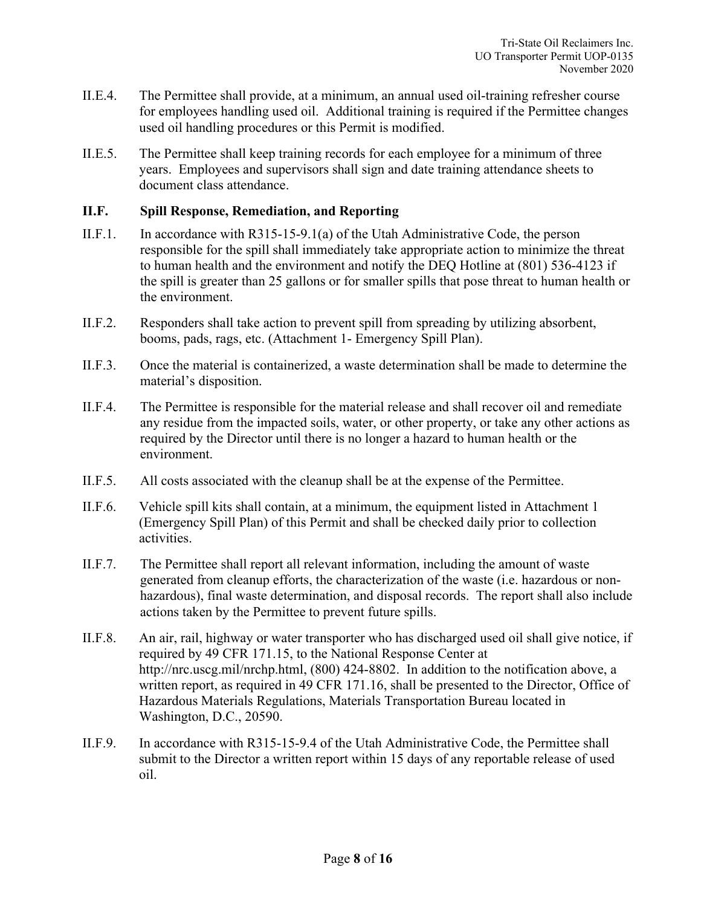II.E.4. The Permittee shall provide, at a minimum, an annual used oil-training refresher course for employees handling used oil. Additional training is required if the Permittee changes used oil handling procedures or this Permit is modified.

II.E.5. The Permittee shall keep training records for each employee for a minimum of three years. Employees and supervisors shall sign and date training attendance sheets to document class attendance.

### II.F. Spill Response, Remediation, and Reporting

II.F.1. In accordance with R315-15-9.1(a) of the Utah Administrative Code, the person responsible for the spill shall immediately take appropriate action to minimize the threat to human health and the environment and notify the DEQ Hotline at (801) 536-4123 if the spill is greater than 25 gallons or for smaller spills that pose threat to human health or the environment.

II.F.2. Responders shall take action to prevent spill from spreading by utilizing absorbent, booms, pads, rags, etc. (Attachment 1- Emergency Spill Plan).

II.F.3. Once the material is containerized, a waste determination shall be made to determine the material's disposition.

II.F.4. The Permittee is responsible for the material release and shall recover oil and remediate any residue from the impacted soils, water, or other property, or take any other actions as required by the Director until there is no longer a hazard to human health or the environment.

II.F.5. All costs associated with the cleanup shall be at the expense of the Permittee.

II.F.6. Vehicle spill kits shall contain, at a minimum, the equipment listed in Attachment 1 (Emergency Spill Plan) of this Permit and shall be checked daily prior to collection activities.

II.F.7. The Permittee shall report all relevant information, including the amount of waste generated from cleanup efforts, the characterization of the waste (i.e. hazardous or non-hazardous), final waste determination, and disposal records. The report shall also include actions taken by the Permittee to prevent future spills.

II.F.8. An air, rail, highway or water transporter who has discharged used oil shall give notice, if required by 49 CFR 171.15, to the National Response Center at http://nrc.uscg.mil/nrchp.html, (800) 424-8802. In addition to the notification above, a written report, as required in 49 CFR 171.16, shall be presented to the Director, Office of Hazardous Materials Regulations, Materials Transportation Bureau located in Washington, D.C., 20590.

II.F.9. In accordance with R315-15-9.4 of the Utah Administrative Code, the Permittee shall submit to the Director a written report within 15 days of any reportable release of used oil.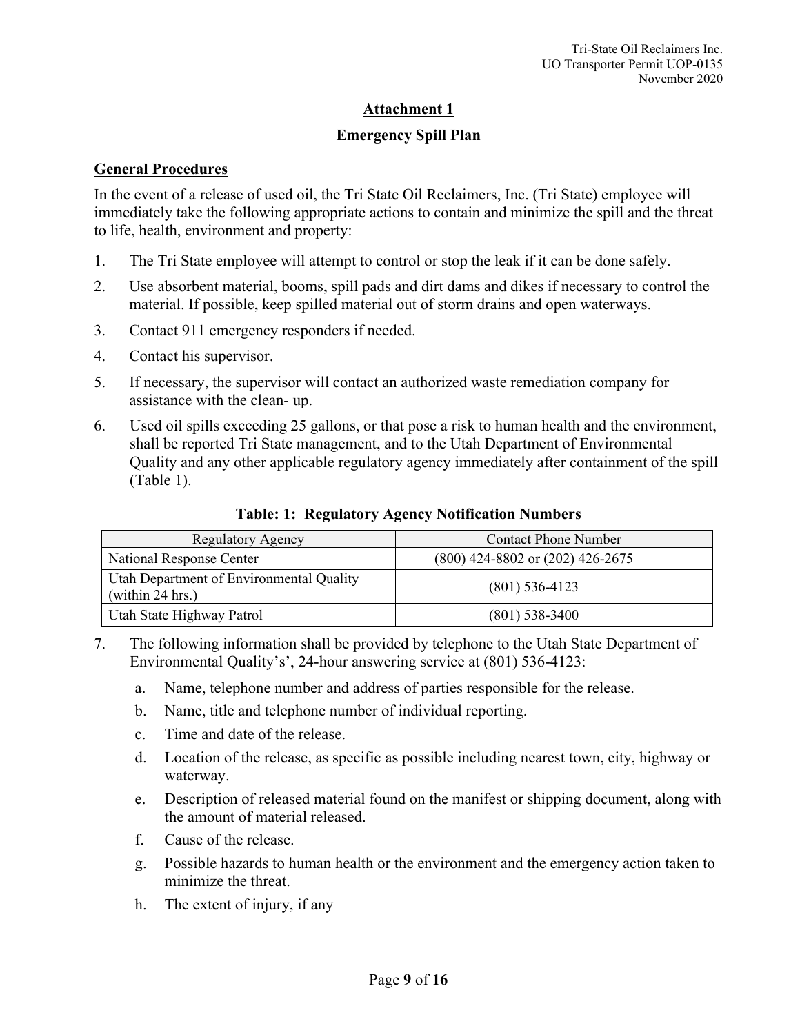# Attachment 1

## Emergency Spill Plan

### General Procedures

In the event of a release of used oil, the Tri State Oil Reclaimers, Inc. (Tri State) employee will immediately take the following appropriate actions to contain and minimize the spill and the threat to life, health, environment and property:

1. The Tri State employee will attempt to control or stop the leak if it can be done safely.
2. Use absorbent material, booms, spill pads and dirt dams and dikes if necessary to control the material. If possible, keep spilled material out of storm drains and open waterways.
3. Contact 911 emergency responders if needed.
4. Contact his supervisor.
5. If necessary, the supervisor will contact an authorized waste remediation company for assistance with the clean- up.
6. Used oil spills exceeding 25 gallons, or that pose a risk to human health and the environment, shall be reported Tri State management, and to the Utah Department of Environmental Quality and any other applicable regulatory agency immediately after containment of the spill (Table 1).

**Table: 1: Regulatory Agency Notification Numbers**

| Regulatory Agency | Contact Phone Number |
|---|---|
| National Response Center | (800) 424-8802 or (202) 426-2675 |
| Utah Department of Environmental Quality (within 24 hrs.) | (801) 536-4123 |
| Utah State Highway Patrol | (801) 538-3400 |

7. The following information shall be provided by telephone to the Utah State Department of Environmental Quality's', 24-hour answering service at (801) 536-4123:
   a. Name, telephone number and address of parties responsible for the release.
   b. Name, title and telephone number of individual reporting.
   c. Time and date of the release.
   d. Location of the release, as specific as possible including nearest town, city, highway or waterway.
   e. Description of released material found on the manifest or shipping document, along with the amount of material released.
   f. Cause of the release.
   g. Possible hazards to human health or the environment and the emergency action taken to minimize the threat.
   h. The extent of injury, if any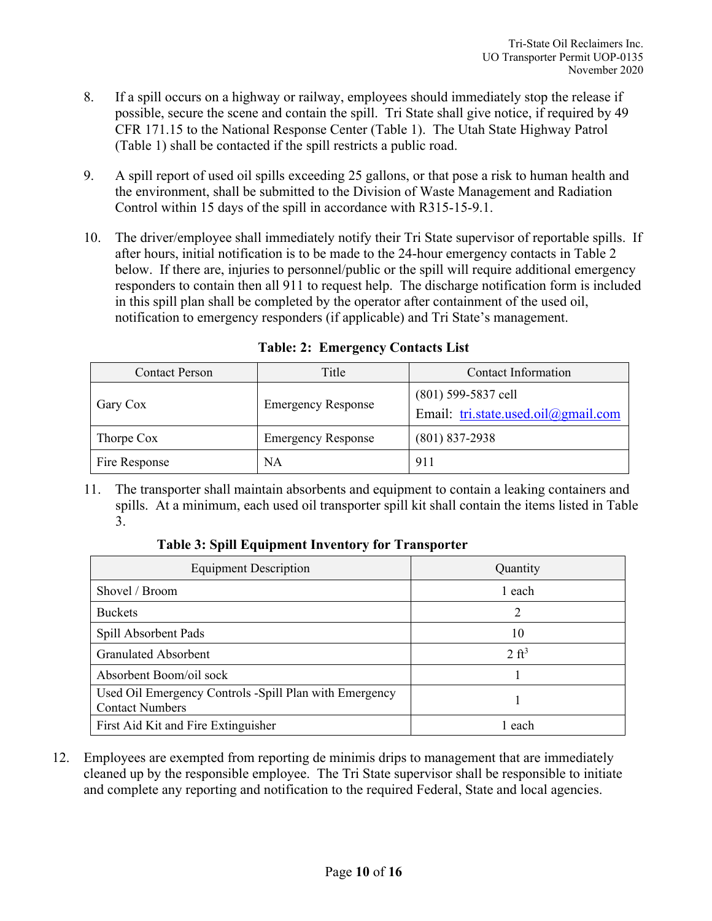8. If a spill occurs on a highway or railway, employees should immediately stop the release if possible, secure the scene and contain the spill. Tri State shall give notice, if required by 49 CFR 171.15 to the National Response Center (Table 1). The Utah State Highway Patrol (Table 1) shall be contacted if the spill restricts a public road.

9. A spill report of used oil spills exceeding 25 gallons, or that pose a risk to human health and the environment, shall be submitted to the Division of Waste Management and Radiation Control within 15 days of the spill in accordance with R315-15-9.1.

10. The driver/employee shall immediately notify their Tri State supervisor of reportable spills. If after hours, initial notification is to be made to the 24-hour emergency contacts in Table 2 below. If there are, injuries to personnel/public or the spill will require additional emergency responders to contain then all 911 to request help. The discharge notification form is included in this spill plan shall be completed by the operator after containment of the used oil, notification to emergency responders (if applicable) and Tri State's management.

**Table: 2: Emergency Contacts List**

| Contact Person | Title | Contact Information |
|---|---|---|
| Gary Cox | Emergency Response | (801) 599-5837 cell<br>Email: tri.state.used.oil@gmail.com |
| Thorpe Cox | Emergency Response | (801) 837-2938 |
| Fire Response | NA | 911 |

11. The transporter shall maintain absorbents and equipment to contain a leaking containers and spills. At a minimum, each used oil transporter spill kit shall contain the items listed in Table 3.

**Table 3: Spill Equipment Inventory for Transporter**

| Equipment Description | Quantity |
|---|---|
| Shovel / Broom | 1 each |
| Buckets | 2 |
| Spill Absorbent Pads | 10 |
| Granulated Absorbent | 2 $ft^3$ |
| Absorbent Boom/oil sock | 1 |
| Used Oil Emergency Controls -Spill Plan with Emergency Contact Numbers | 1 |
| First Aid Kit and Fire Extinguisher | 1 each |

12. Employees are exempted from reporting de minimis drips to management that are immediately cleaned up by the responsible employee. The Tri State supervisor shall be responsible to initiate and complete any reporting and notification to the required Federal, State and local agencies.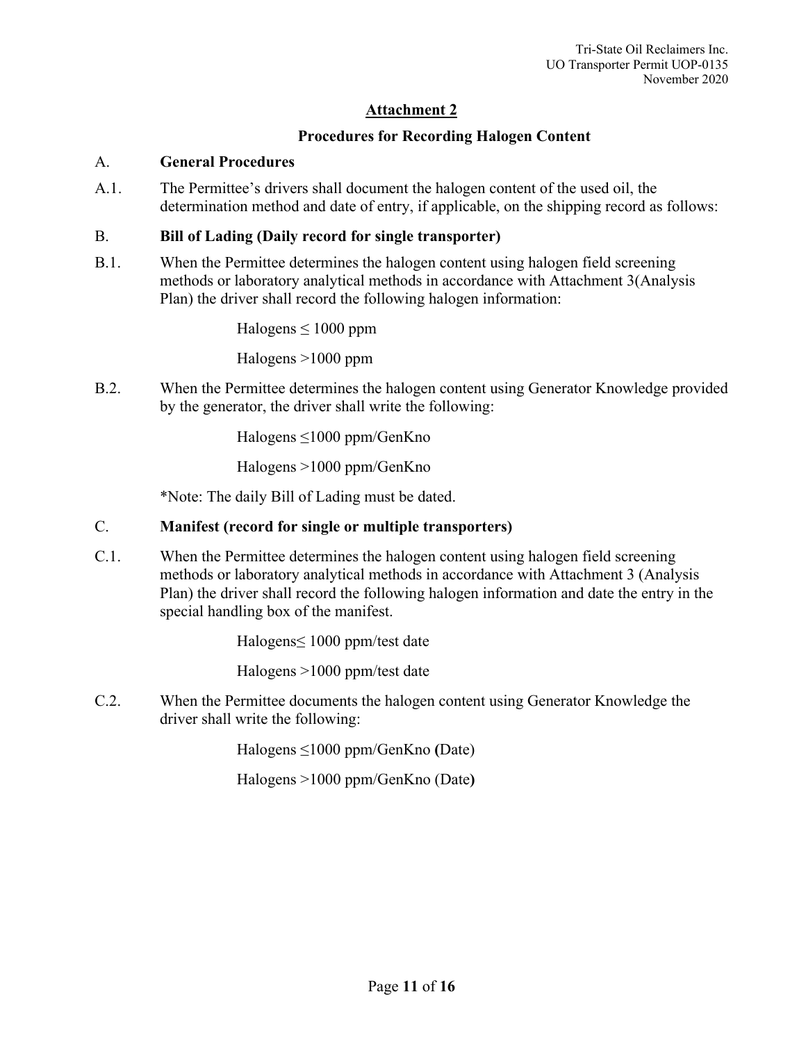# Attachment 2

## Procedures for Recording Halogen Content

A. **General Procedures**

A.1. The Permittee's drivers shall document the halogen content of the used oil, the determination method and date of entry, if applicable, on the shipping record as follows:

B. **Bill of Lading (Daily record for single transporter)**

B.1. When the Permittee determines the halogen content using halogen field screening methods or laboratory analytical methods in accordance with Attachment 3(Analysis Plan) the driver shall record the following halogen information:

Halogens ≤ 1000 ppm

Halogens >1000 ppm

B.2. When the Permittee determines the halogen content using Generator Knowledge provided by the generator, the driver shall write the following:

Halogens ≤1000 ppm/GenKno

Halogens >1000 ppm/GenKno

*Note: The daily Bill of Lading must be dated.

C. **Manifest (record for single or multiple transporters)**

C.1. When the Permittee determines the halogen content using halogen field screening methods or laboratory analytical methods in accordance with Attachment 3 (Analysis Plan) the driver shall record the following halogen information and date the entry in the special handling box of the manifest.

Halogens≤ 1000 ppm/test date

Halogens >1000 ppm/test date

C.2. When the Permittee documents the halogen content using Generator Knowledge the driver shall write the following:

Halogens ≤1000 ppm/GenKno **(**Date)

Halogens >1000 ppm/GenKno (Date**)**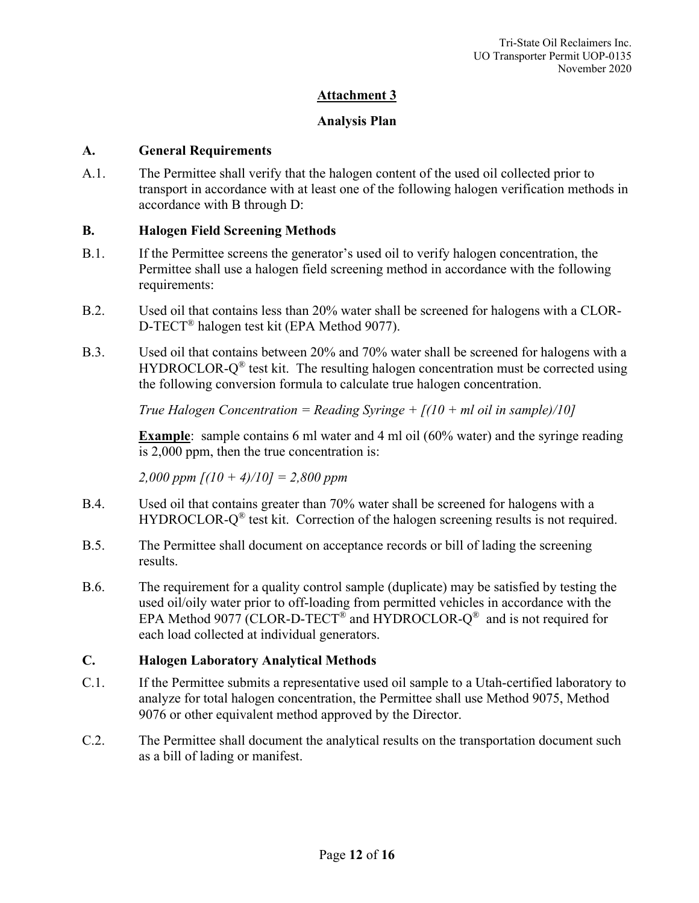## Attachment 3

## Analysis Plan

### A. General Requirements

A.1. The Permittee shall verify that the halogen content of the used oil collected prior to transport in accordance with at least one of the following halogen verification methods in accordance with B through D:

### B. Halogen Field Screening Methods

B.1. If the Permittee screens the generator's used oil to verify halogen concentration, the Permittee shall use a halogen field screening method in accordance with the following requirements:

B.2. Used oil that contains less than 20% water shall be screened for halogens with a CLOR-D-TECT® halogen test kit (EPA Method 9077).

B.3. Used oil that contains between 20% and 70% water shall be screened for halogens with a HYDROCLOR-Q® test kit. The resulting halogen concentration must be corrected using the following conversion formula to calculate true halogen concentration.

*True Halogen Concentration = Reading Syringe + [(10 + ml oil in sample)/10]*

**Example**: sample contains 6 ml water and 4 ml oil (60% water) and the syringe reading is 2,000 ppm, then the true concentration is:

*2,000 ppm [(10 + 4)/10] = 2,800 ppm*

B.4. Used oil that contains greater than 70% water shall be screened for halogens with a HYDROCLOR-Q® test kit. Correction of the halogen screening results is not required.

B.5. The Permittee shall document on acceptance records or bill of lading the screening results.

B.6. The requirement for a quality control sample (duplicate) may be satisfied by testing the used oil/oily water prior to off-loading from permitted vehicles in accordance with the EPA Method 9077 (CLOR-D-TECT® and HYDROCLOR-Q® and is not required for each load collected at individual generators.

### C. Halogen Laboratory Analytical Methods

C.1. If the Permittee submits a representative used oil sample to a Utah-certified laboratory to analyze for total halogen concentration, the Permittee shall use Method 9075, Method 9076 or other equivalent method approved by the Director.

C.2. The Permittee shall document the analytical results on the transportation document such as a bill of lading or manifest.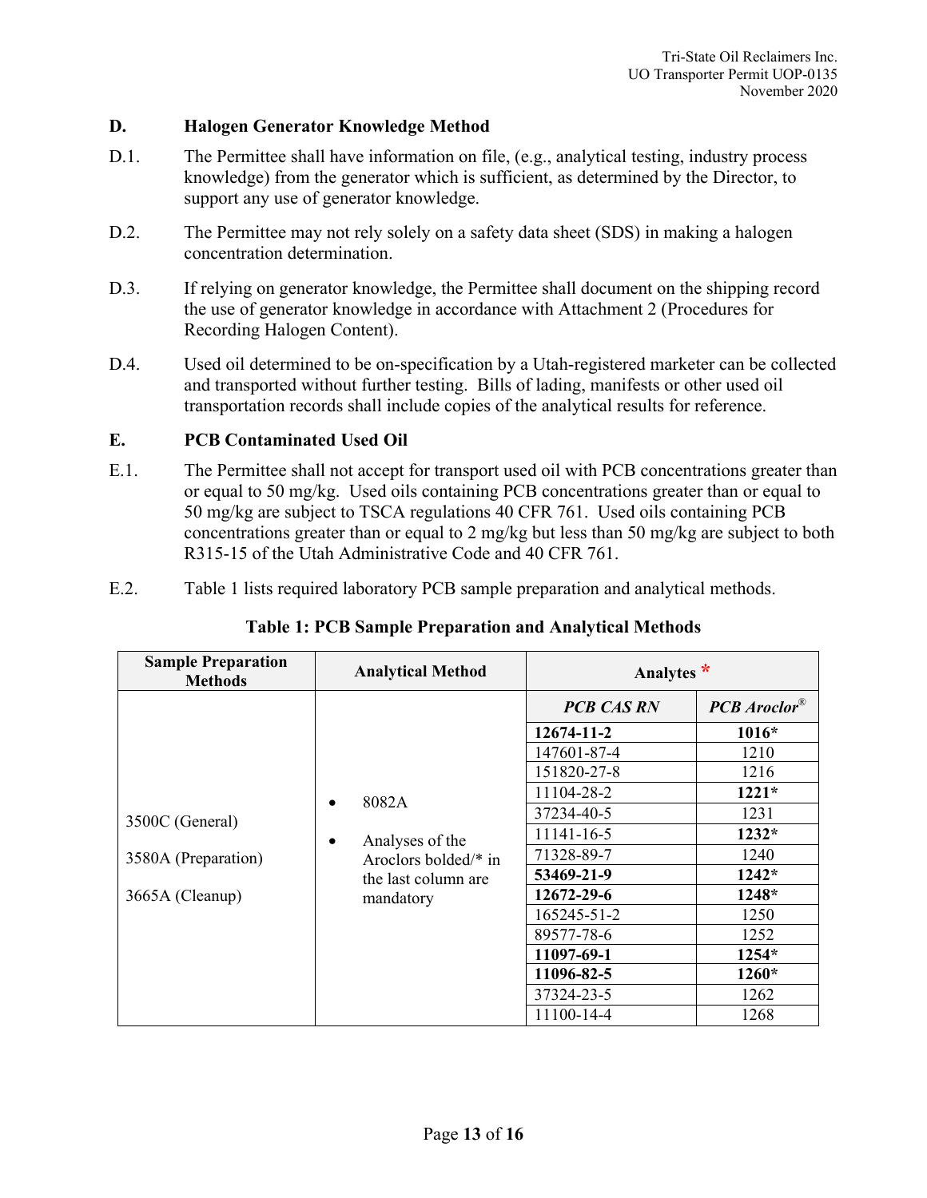## D. Halogen Generator Knowledge Method

D.1. The Permittee shall have information on file, (e.g., analytical testing, industry process knowledge) from the generator which is sufficient, as determined by the Director, to support any use of generator knowledge.

D.2. The Permittee may not rely solely on a safety data sheet (SDS) in making a halogen concentration determination.

D.3. If relying on generator knowledge, the Permittee shall document on the shipping record the use of generator knowledge in accordance with Attachment 2 (Procedures for Recording Halogen Content).

D.4. Used oil determined to be on-specification by a Utah-registered marketer can be collected and transported without further testing. Bills of lading, manifests or other used oil transportation records shall include copies of the analytical results for reference.

## E. PCB Contaminated Used Oil

E.1. The Permittee shall not accept for transport used oil with PCB concentrations greater than or equal to 50 mg/kg. Used oils containing PCB concentrations greater than or equal to 50 mg/kg are subject to TSCA regulations 40 CFR 761. Used oils containing PCB concentrations greater than or equal to 2 mg/kg but less than 50 mg/kg are subject to both R315-15 of the Utah Administrative Code and 40 CFR 761.

E.2. Table 1 lists required laboratory PCB sample preparation and analytical methods.

**Table 1: PCB Sample Preparation and Analytical Methods**

| Sample Preparation Methods | Analytical Method | Analytes * | |
|---|---|---|---|
| | | *PCB CAS RN* | *PCB Aroclor®* |
| 3500C (General)<br><br>3580A (Preparation)<br><br>3665A (Cleanup) | • 8082A<br><br>• Analyses of the Aroclors bolded/* in the last column are mandatory | **12674-11-2** | **1016*** |
| | | 147601-87-4 | 1210 |
| | | 151820-27-8 | 1216 |
| | | 11104-28-2 | **1221*** |
| | | 37234-40-5 | 1231 |
| | | 11141-16-5 | **1232*** |
| | | 71328-89-7 | 1240 |
| | | **53469-21-9** | **1242*** |
| | | **12672-29-6** | **1248*** |
| | | 165245-51-2 | 1250 |
| | | 89577-78-6 | 1252 |
| | | **11097-69-1** | **1254*** |
| | | **11096-82-5** | **1260*** |
| | | 37324-23-5 | 1262 |
| | | 11100-14-4 | 1268 |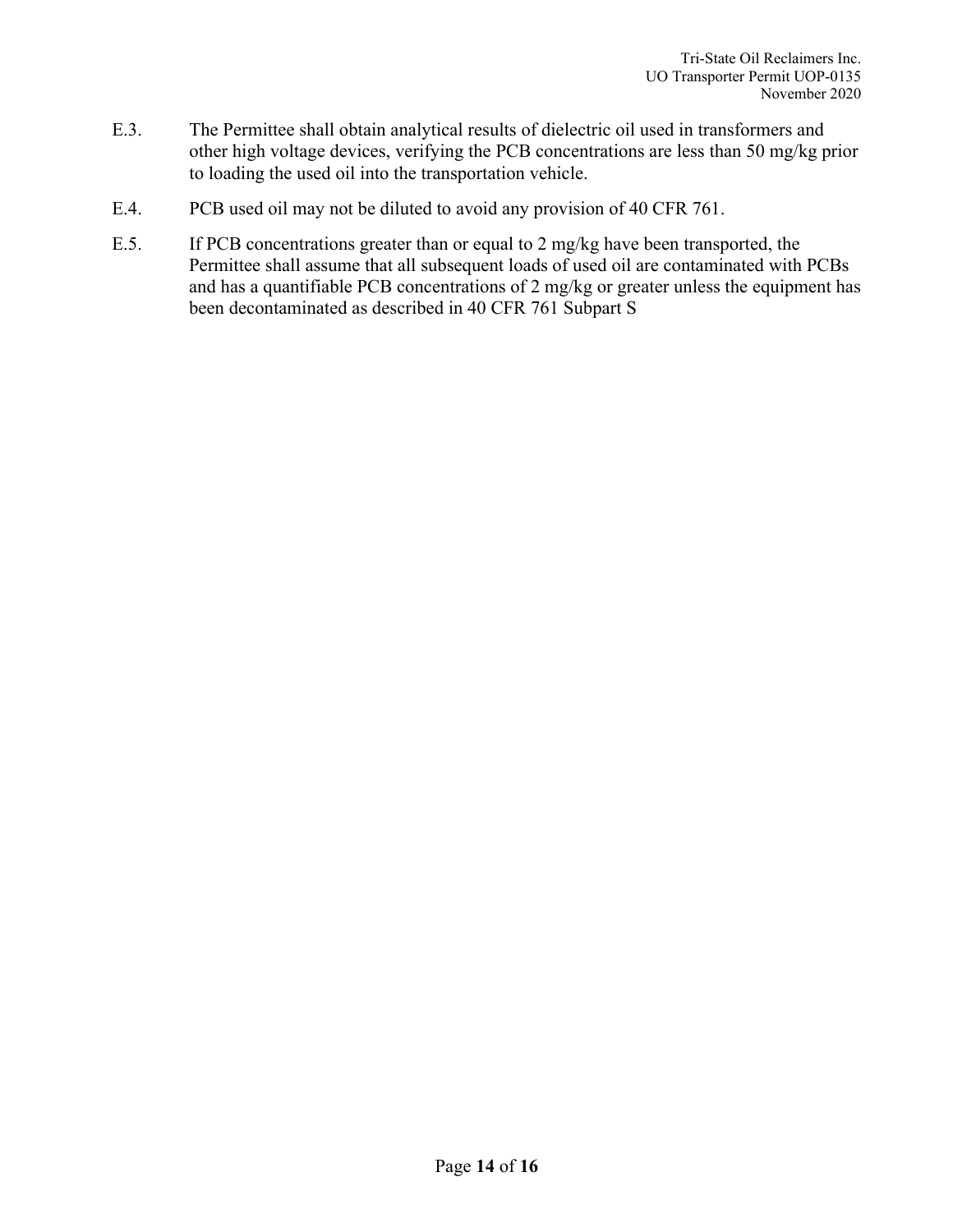E.3. The Permittee shall obtain analytical results of dielectric oil used in transformers and other high voltage devices, verifying the PCB concentrations are less than 50 mg/kg prior to loading the used oil into the transportation vehicle.

E.4. PCB used oil may not be diluted to avoid any provision of 40 CFR 761.

E.5. If PCB concentrations greater than or equal to 2 mg/kg have been transported, the Permittee shall assume that all subsequent loads of used oil are contaminated with PCBs and has a quantifiable PCB concentrations of 2 mg/kg or greater unless the equipment has been decontaminated as described in 40 CFR 761 Subpart S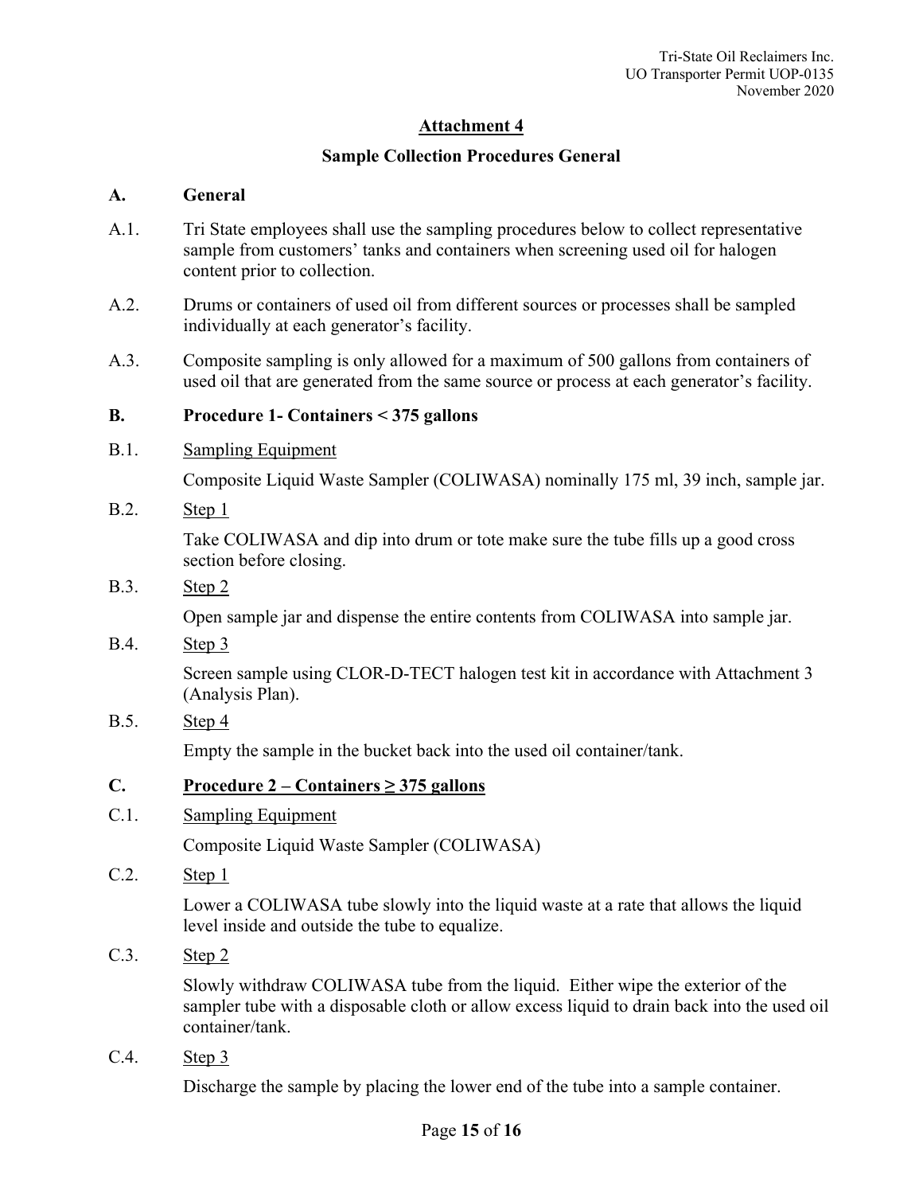## Attachment 4

### Sample Collection Procedures General

**A. General**

A.1. Tri State employees shall use the sampling procedures below to collect representative sample from customers' tanks and containers when screening used oil for halogen content prior to collection.

A.2. Drums or containers of used oil from different sources or processes shall be sampled individually at each generator's facility.

A.3. Composite sampling is only allowed for a maximum of 500 gallons from containers of used oil that are generated from the same source or process at each generator's facility.

**B. Procedure 1- Containers < 375 gallons**

B.1. Sampling Equipment

Composite Liquid Waste Sampler (COLIWASA) nominally 175 ml, 39 inch, sample jar.

B.2. Step 1

Take COLIWASA and dip into drum or tote make sure the tube fills up a good cross section before closing.

B.3. Step 2

Open sample jar and dispense the entire contents from COLIWASA into sample jar.

B.4. Step 3

Screen sample using CLOR-D-TECT halogen test kit in accordance with Attachment 3 (Analysis Plan).

B.5. Step 4

Empty the sample in the bucket back into the used oil container/tank.

**C. Procedure 2 – Containers ≥ 375 gallons**

C.1. Sampling Equipment

Composite Liquid Waste Sampler (COLIWASA)

C.2. Step 1

Lower a COLIWASA tube slowly into the liquid waste at a rate that allows the liquid level inside and outside the tube to equalize.

C.3. Step 2

Slowly withdraw COLIWASA tube from the liquid. Either wipe the exterior of the sampler tube with a disposable cloth or allow excess liquid to drain back into the used oil container/tank.

C.4. Step 3

Discharge the sample by placing the lower end of the tube into a sample container.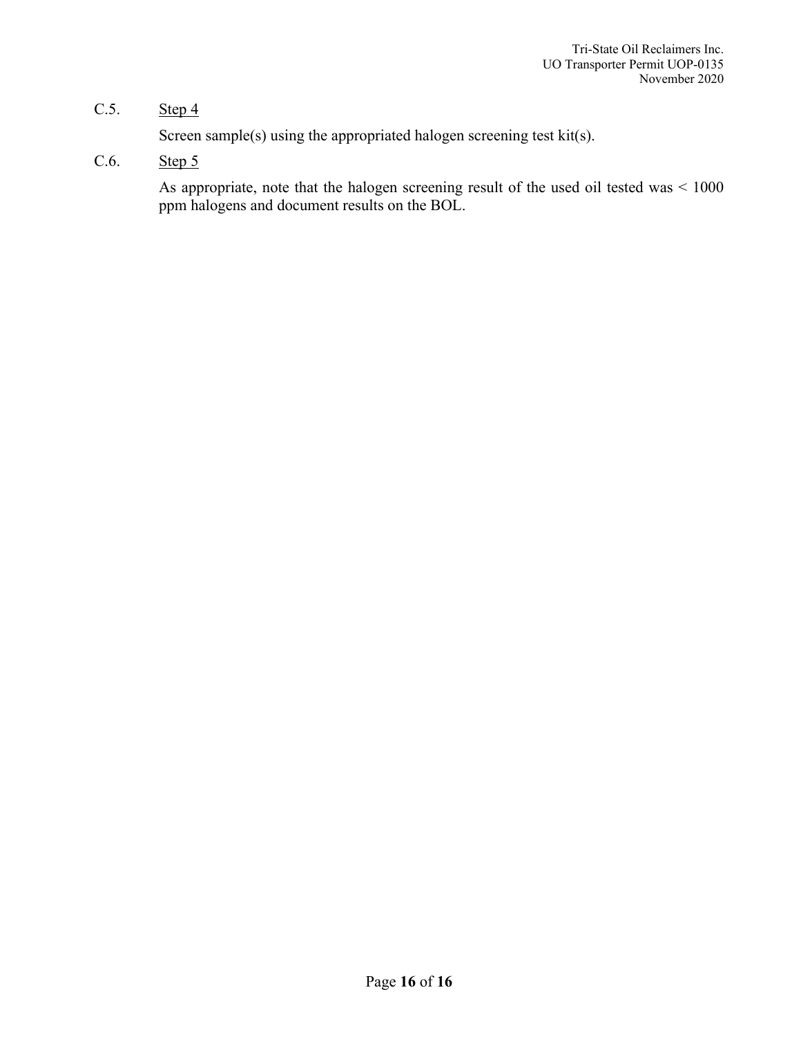C.5. Step 4

Screen sample(s) using the appropriated halogen screening test kit(s).

C.6. Step 5

As appropriate, note that the halogen screening result of the used oil tested was < 1000 ppm halogens and document results on the BOL.